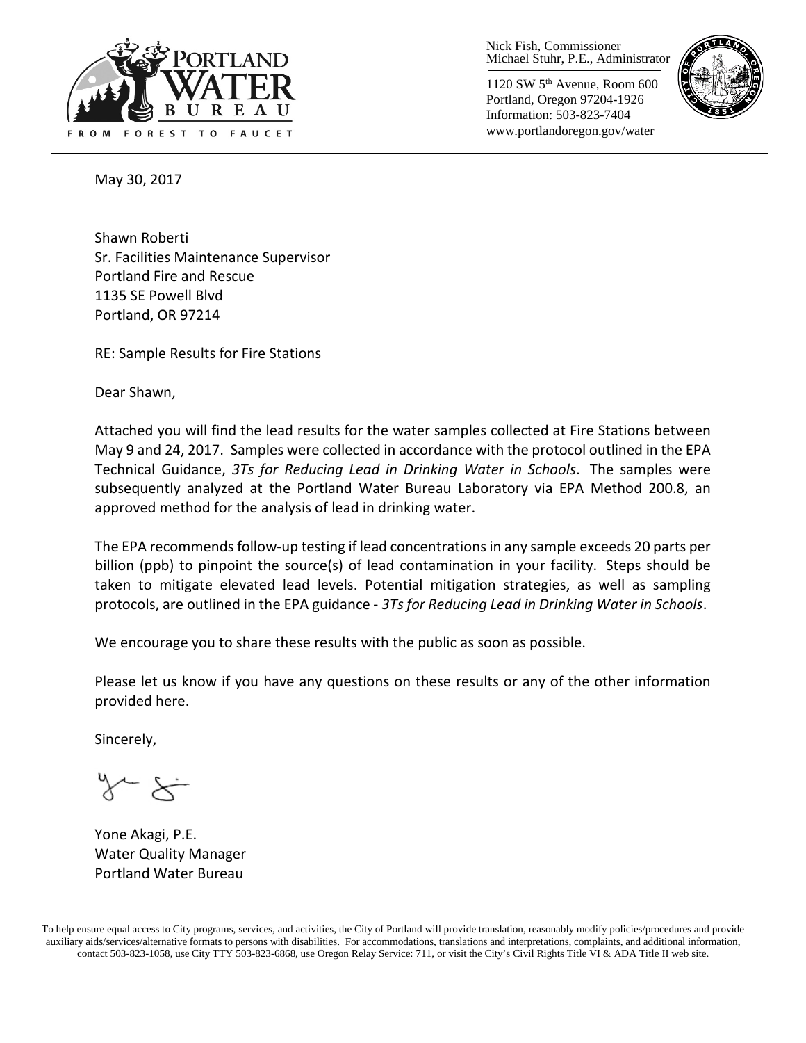Nick Fish, Commissioner
Michael Stuhr, P.E., Administrator

1120 SW 5th Avenue, Room 600
Portland, Oregon 97204-1926
Information: 503-823-7404
www.portlandoregon.gov/water

May 30, 2017

Shawn Roberti
Sr. Facilities Maintenance Supervisor
Portland Fire and Rescue
1135 SE Powell Blvd
Portland, OR 97214

RE: Sample Results for Fire Stations

Dear Shawn,

Attached you will find the lead results for the water samples collected at Fire Stations between May 9 and 24, 2017. Samples were collected in accordance with the protocol outlined in the EPA Technical Guidance, *3Ts for Reducing Lead in Drinking Water in Schools*. The samples were subsequently analyzed at the Portland Water Bureau Laboratory via EPA Method 200.8, an approved method for the analysis of lead in drinking water.

The EPA recommends follow-up testing if lead concentrations in any sample exceeds 20 parts per billion (ppb) to pinpoint the source(s) of lead contamination in your facility. Steps should be taken to mitigate elevated lead levels. Potential mitigation strategies, as well as sampling protocols, are outlined in the EPA guidance - *3Ts for Reducing Lead in Drinking Water in Schools*.

We encourage you to share these results with the public as soon as possible.

Please let us know if you have any questions on these results or any of the other information provided here.

Sincerely,

Yone Akagi, P.E.
Water Quality Manager
Portland Water Bureau

To help ensure equal access to City programs, services, and activities, the City of Portland will provide translation, reasonably modify policies/procedures and provide auxiliary aids/services/alternative formats to persons with disabilities. For accommodations, translations and interpretations, complaints, and additional information, contact 503-823-1058, use City TTY 503-823-6868, use Oregon Relay Service: 711, or visit the City's Civil Rights Title VI & ADA Title II web site.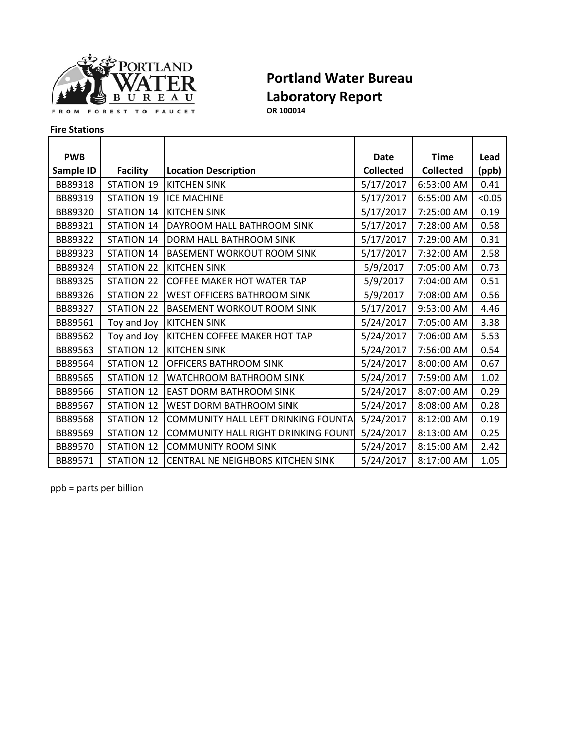# Portland Water Bureau Laboratory Report

**OR 100014**

**Fire Stations**

| PWB Sample ID | Facility | Location Description | Date Collected | Time Collected | Lead (ppb) |
|---|---|---|---|---|---|
| BB89318 | STATION 19 | KITCHEN SINK | 5/17/2017 | 6:53:00 AM | 0.41 |
| BB89319 | STATION 19 | ICE MACHINE | 5/17/2017 | 6:55:00 AM | <0.05 |
| BB89320 | STATION 14 | KITCHEN SINK | 5/17/2017 | 7:25:00 AM | 0.19 |
| BB89321 | STATION 14 | DAYROOM HALL BATHROOM SINK | 5/17/2017 | 7:28:00 AM | 0.58 |
| BB89322 | STATION 14 | DORM HALL BATHROOM SINK | 5/17/2017 | 7:29:00 AM | 0.31 |
| BB89323 | STATION 14 | BASEMENT WORKOUT ROOM SINK | 5/17/2017 | 7:32:00 AM | 2.58 |
| BB89324 | STATION 22 | KITCHEN SINK | 5/9/2017 | 7:05:00 AM | 0.73 |
| BB89325 | STATION 22 | COFFEE MAKER HOT WATER TAP | 5/9/2017 | 7:04:00 AM | 0.51 |
| BB89326 | STATION 22 | WEST OFFICERS BATHROOM SINK | 5/9/2017 | 7:08:00 AM | 0.56 |
| BB89327 | STATION 22 | BASEMENT WORKOUT ROOM SINK | 5/17/2017 | 9:53:00 AM | 4.46 |
| BB89561 | Toy and Joy | KITCHEN SINK | 5/24/2017 | 7:05:00 AM | 3.38 |
| BB89562 | Toy and Joy | KITCHEN COFFEE MAKER HOT TAP | 5/24/2017 | 7:06:00 AM | 5.53 |
| BB89563 | STATION 12 | KITCHEN SINK | 5/24/2017 | 7:56:00 AM | 0.54 |
| BB89564 | STATION 12 | OFFICERS BATHROOM SINK | 5/24/2017 | 8:00:00 AM | 0.67 |
| BB89565 | STATION 12 | WATCHROOM BATHROOM SINK | 5/24/2017 | 7:59:00 AM | 1.02 |
| BB89566 | STATION 12 | EAST DORM BATHROOM SINK | 5/24/2017 | 8:07:00 AM | 0.29 |
| BB89567 | STATION 12 | WEST DORM BATHROOM SINK | 5/24/2017 | 8:08:00 AM | 0.28 |
| BB89568 | STATION 12 | COMMUNITY HALL LEFT DRINKING FOUNTA | 5/24/2017 | 8:12:00 AM | 0.19 |
| BB89569 | STATION 12 | COMMUNITY HALL RIGHT DRINKING FOUNT | 5/24/2017 | 8:13:00 AM | 0.25 |
| BB89570 | STATION 12 | COMMUNITY ROOM SINK | 5/24/2017 | 8:15:00 AM | 2.42 |
| BB89571 | STATION 12 | CENTRAL NE NEIGHBORS KITCHEN SINK | 5/24/2017 | 8:17:00 AM | 1.05 |

ppb = parts per billion